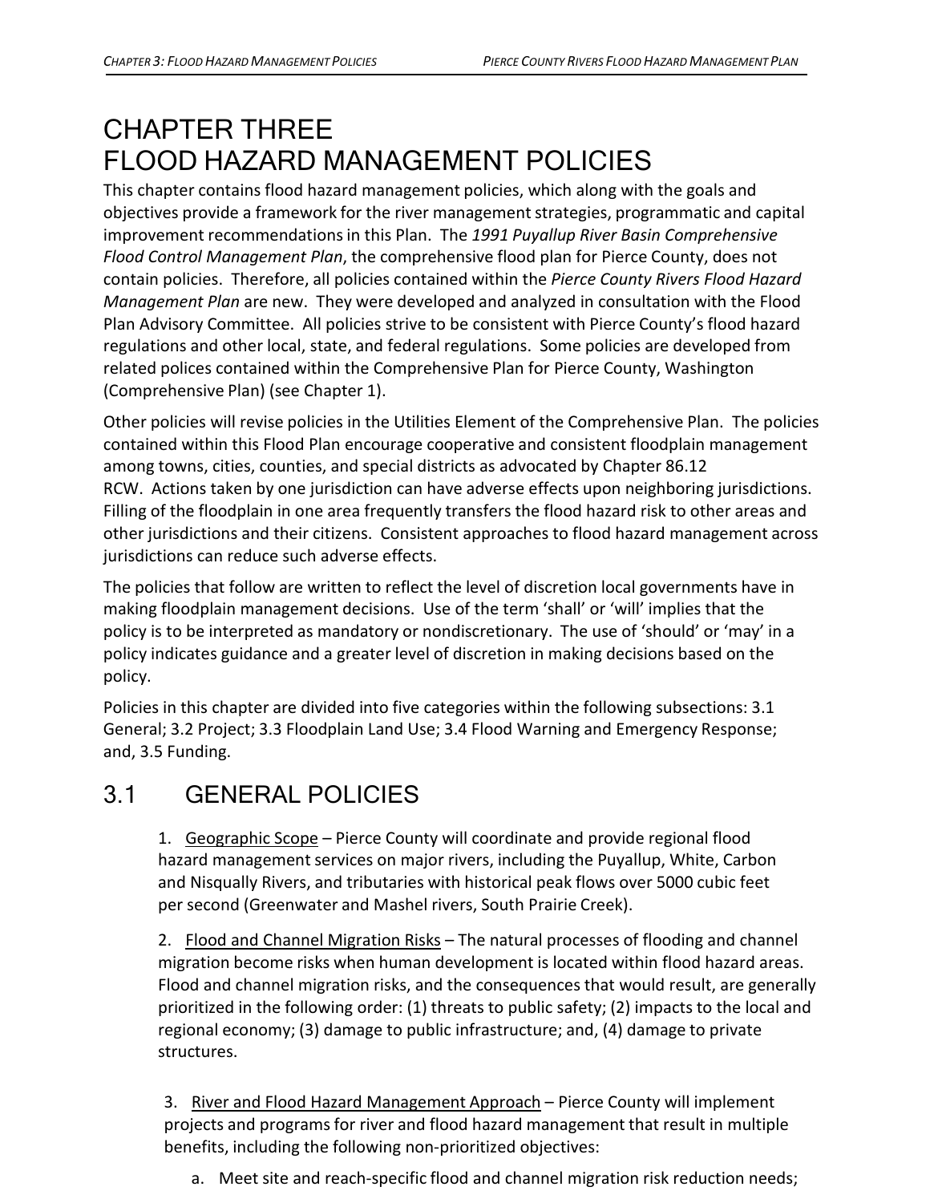# CHAPTER THREE
# FLOOD HAZARD MANAGEMENT POLICIES

This chapter contains flood hazard management policies, which along with the goals and objectives provide a framework for the river management strategies, programmatic and capital improvement recommendations in this Plan. The *1991 Puyallup River Basin Comprehensive Flood Control Management Plan*, the comprehensive flood plan for Pierce County, does not contain policies. Therefore, all policies contained within the *Pierce County Rivers Flood Hazard Management Plan* are new. They were developed and analyzed in consultation with the Flood Plan Advisory Committee. All policies strive to be consistent with Pierce County's flood hazard regulations and other local, state, and federal regulations. Some policies are developed from related polices contained within the Comprehensive Plan for Pierce County, Washington (Comprehensive Plan) (see Chapter 1).

Other policies will revise policies in the Utilities Element of the Comprehensive Plan. The policies contained within this Flood Plan encourage cooperative and consistent floodplain management among towns, cities, counties, and special districts as advocated by Chapter 86.12 RCW. Actions taken by one jurisdiction can have adverse effects upon neighboring jurisdictions. Filling of the floodplain in one area frequently transfers the flood hazard risk to other areas and other jurisdictions and their citizens. Consistent approaches to flood hazard management across jurisdictions can reduce such adverse effects.

The policies that follow are written to reflect the level of discretion local governments have in making floodplain management decisions. Use of the term 'shall' or 'will' implies that the policy is to be interpreted as mandatory or nondiscretionary. The use of 'should' or 'may' in a policy indicates guidance and a greater level of discretion in making decisions based on the policy.

Policies in this chapter are divided into five categories within the following subsections: 3.1 General; 3.2 Project; 3.3 Floodplain Land Use; 3.4 Flood Warning and Emergency Response; and, 3.5 Funding.

## 3.1 GENERAL POLICIES

1. Geographic Scope – Pierce County will coordinate and provide regional flood hazard management services on major rivers, including the Puyallup, White, Carbon and Nisqually Rivers, and tributaries with historical peak flows over 5000 cubic feet per second (Greenwater and Mashel rivers, South Prairie Creek).

2. Flood and Channel Migration Risks – The natural processes of flooding and channel migration become risks when human development is located within flood hazard areas. Flood and channel migration risks, and the consequences that would result, are generally prioritized in the following order: (1) threats to public safety; (2) impacts to the local and regional economy; (3) damage to public infrastructure; and, (4) damage to private structures.

3. River and Flood Hazard Management Approach – Pierce County will implement projects and programs for river and flood hazard management that result in multiple benefits, including the following non-prioritized objectives:

   a. Meet site and reach-specific flood and channel migration risk reduction needs;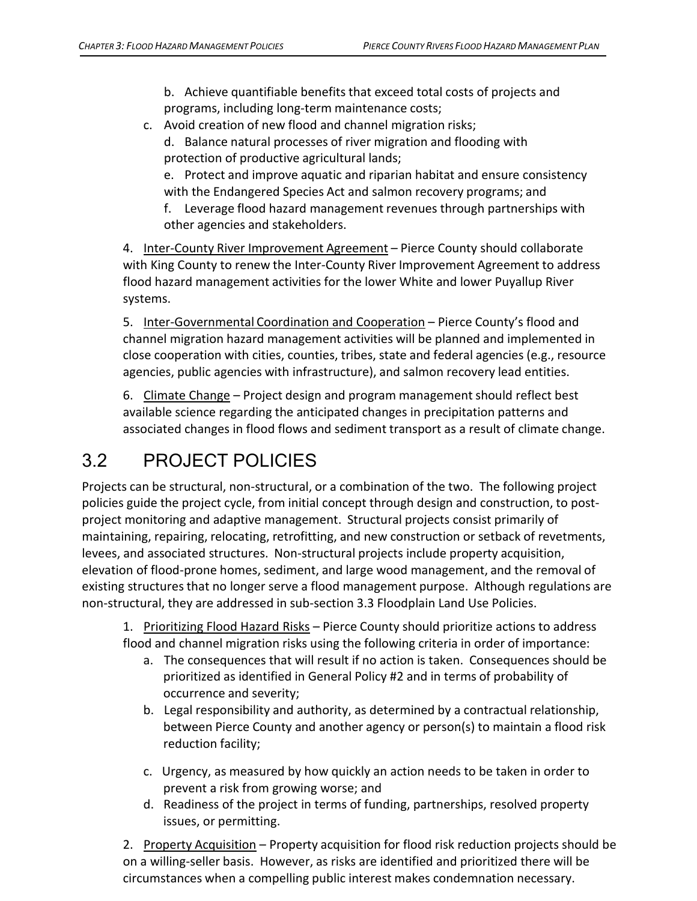b. Achieve quantifiable benefits that exceed total costs of projects and programs, including long-term maintenance costs;

c. Avoid creation of new flood and channel migration risks;

d. Balance natural processes of river migration and flooding with protection of productive agricultural lands;

e. Protect and improve aquatic and riparian habitat and ensure consistency with the Endangered Species Act and salmon recovery programs; and

f. Leverage flood hazard management revenues through partnerships with other agencies and stakeholders.

4. Inter-County River Improvement Agreement – Pierce County should collaborate with King County to renew the Inter-County River Improvement Agreement to address flood hazard management activities for the lower White and lower Puyallup River systems.

5. Inter-Governmental Coordination and Cooperation – Pierce County's flood and channel migration hazard management activities will be planned and implemented in close cooperation with cities, counties, tribes, state and federal agencies (e.g., resource agencies, public agencies with infrastructure), and salmon recovery lead entities.

6. Climate Change – Project design and program management should reflect best available science regarding the anticipated changes in precipitation patterns and associated changes in flood flows and sediment transport as a result of climate change.

## 3.2 PROJECT POLICIES

Projects can be structural, non-structural, or a combination of the two. The following project policies guide the project cycle, from initial concept through design and construction, to post-project monitoring and adaptive management. Structural projects consist primarily of maintaining, repairing, relocating, retrofitting, and new construction or setback of revetments, levees, and associated structures. Non-structural projects include property acquisition, elevation of flood-prone homes, sediment, and large wood management, and the removal of existing structures that no longer serve a flood management purpose. Although regulations are non-structural, they are addressed in sub-section 3.3 Floodplain Land Use Policies.

1. Prioritizing Flood Hazard Risks – Pierce County should prioritize actions to address flood and channel migration risks using the following criteria in order of importance:
   a. The consequences that will result if no action is taken. Consequences should be prioritized as identified in General Policy #2 and in terms of probability of occurrence and severity;
   b. Legal responsibility and authority, as determined by a contractual relationship, between Pierce County and another agency or person(s) to maintain a flood risk reduction facility;
   c. Urgency, as measured by how quickly an action needs to be taken in order to prevent a risk from growing worse; and
   d. Readiness of the project in terms of funding, partnerships, resolved property issues, or permitting.

2. Property Acquisition – Property acquisition for flood risk reduction projects should be on a willing-seller basis. However, as risks are identified and prioritized there will be circumstances when a compelling public interest makes condemnation necessary.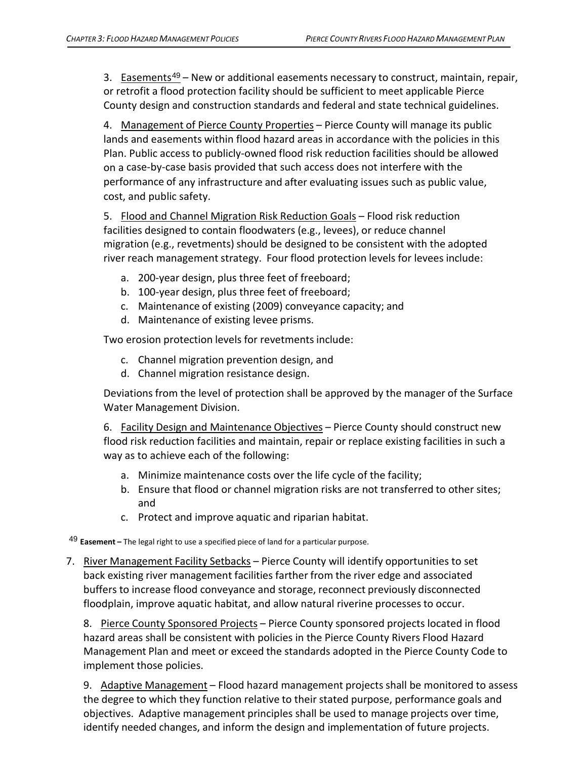3. Easements[49] – New or additional easements necessary to construct, maintain, repair, or retrofit a flood protection facility should be sufficient to meet applicable Pierce County design and construction standards and federal and state technical guidelines.

4. Management of Pierce County Properties – Pierce County will manage its public lands and easements within flood hazard areas in accordance with the policies in this Plan. Public access to publicly-owned flood risk reduction facilities should be allowed on a case-by-case basis provided that such access does not interfere with the performance of any infrastructure and after evaluating issues such as public value, cost, and public safety.

5. Flood and Channel Migration Risk Reduction Goals – Flood risk reduction facilities designed to contain floodwaters (e.g., levees), or reduce channel migration (e.g., revetments) should be designed to be consistent with the adopted river reach management strategy. Four flood protection levels for levees include:

   a. 200-year design, plus three feet of freeboard;
   b. 100-year design, plus three feet of freeboard;
   c. Maintenance of existing (2009) conveyance capacity; and
   d. Maintenance of existing levee prisms.

   Two erosion protection levels for revetments include:

   c. Channel migration prevention design, and
   d. Channel migration resistance design.

   Deviations from the level of protection shall be approved by the manager of the Surface Water Management Division.

6. Facility Design and Maintenance Objectives – Pierce County should construct new flood risk reduction facilities and maintain, repair or replace existing facilities in such a way as to achieve each of the following:

   a. Minimize maintenance costs over the life cycle of the facility;
   b. Ensure that flood or channel migration risks are not transferred to other sites; and
   c. Protect and improve aquatic and riparian habitat.

[49] **Easement –** The legal right to use a specified piece of land for a particular purpose.

7. River Management Facility Setbacks – Pierce County will identify opportunities to set back existing river management facilities farther from the river edge and associated buffers to increase flood conveyance and storage, reconnect previously disconnected floodplain, improve aquatic habitat, and allow natural riverine processes to occur.

8. Pierce County Sponsored Projects – Pierce County sponsored projects located in flood hazard areas shall be consistent with policies in the Pierce County Rivers Flood Hazard Management Plan and meet or exceed the standards adopted in the Pierce County Code to implement those policies.

9. Adaptive Management – Flood hazard management projects shall be monitored to assess the degree to which they function relative to their stated purpose, performance goals and objectives. Adaptive management principles shall be used to manage projects over time, identify needed changes, and inform the design and implementation of future projects.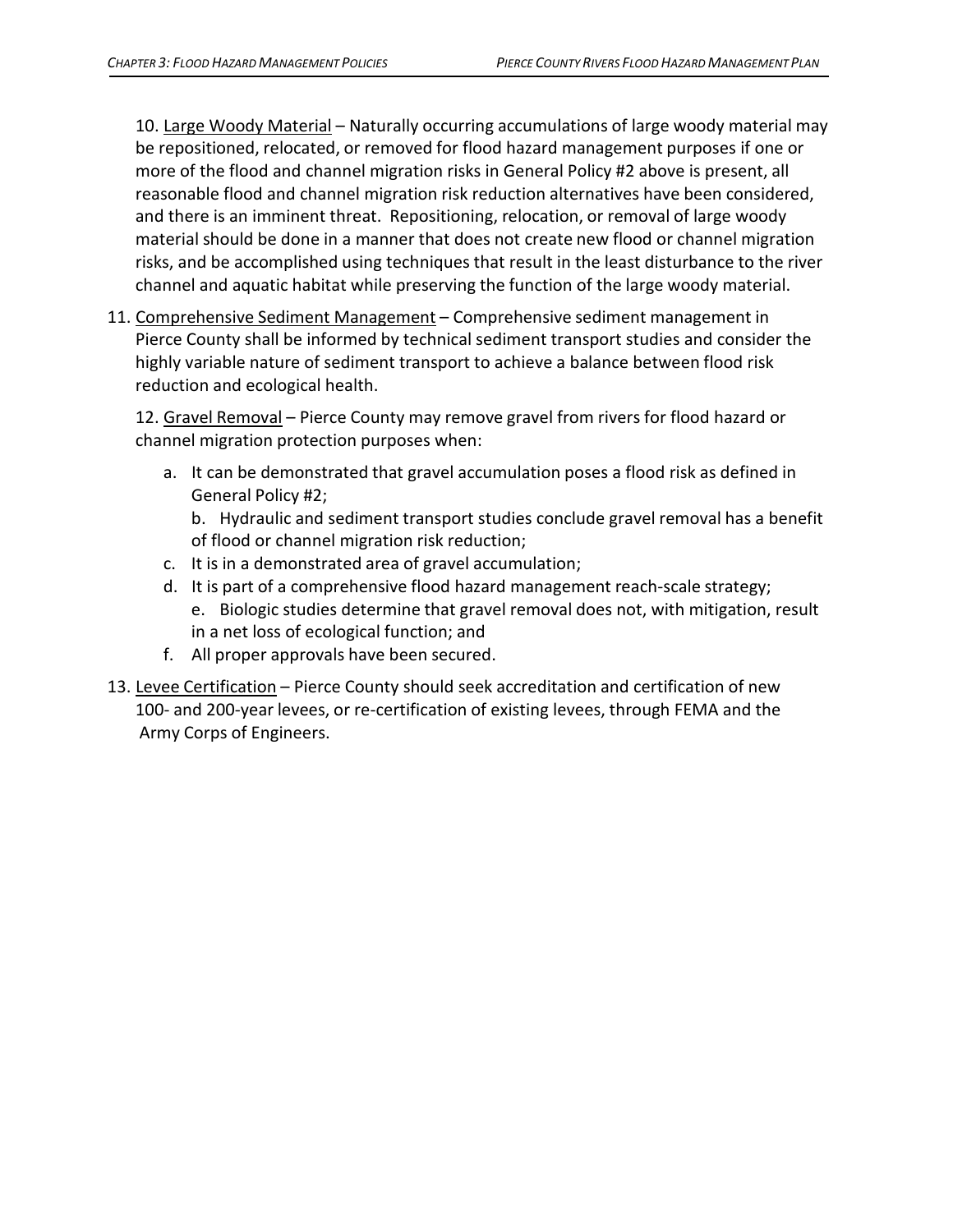10. Large Woody Material – Naturally occurring accumulations of large woody material may be repositioned, relocated, or removed for flood hazard management purposes if one or more of the flood and channel migration risks in General Policy #2 above is present, all reasonable flood and channel migration risk reduction alternatives have been considered, and there is an imminent threat. Repositioning, relocation, or removal of large woody material should be done in a manner that does not create new flood or channel migration risks, and be accomplished using techniques that result in the least disturbance to the river channel and aquatic habitat while preserving the function of the large woody material.

11. Comprehensive Sediment Management – Comprehensive sediment management in Pierce County shall be informed by technical sediment transport studies and consider the highly variable nature of sediment transport to achieve a balance between flood risk reduction and ecological health.

12. Gravel Removal – Pierce County may remove gravel from rivers for flood hazard or channel migration protection purposes when:

   a. It can be demonstrated that gravel accumulation poses a flood risk as defined in General Policy #2;
   b. Hydraulic and sediment transport studies conclude gravel removal has a benefit of flood or channel migration risk reduction;
   c. It is in a demonstrated area of gravel accumulation;
   d. It is part of a comprehensive flood hazard management reach-scale strategy;
   e. Biologic studies determine that gravel removal does not, with mitigation, result in a net loss of ecological function; and
   f. All proper approvals have been secured.

13. Levee Certification – Pierce County should seek accreditation and certification of new 100- and 200-year levees, or re-certification of existing levees, through FEMA and the Army Corps of Engineers.